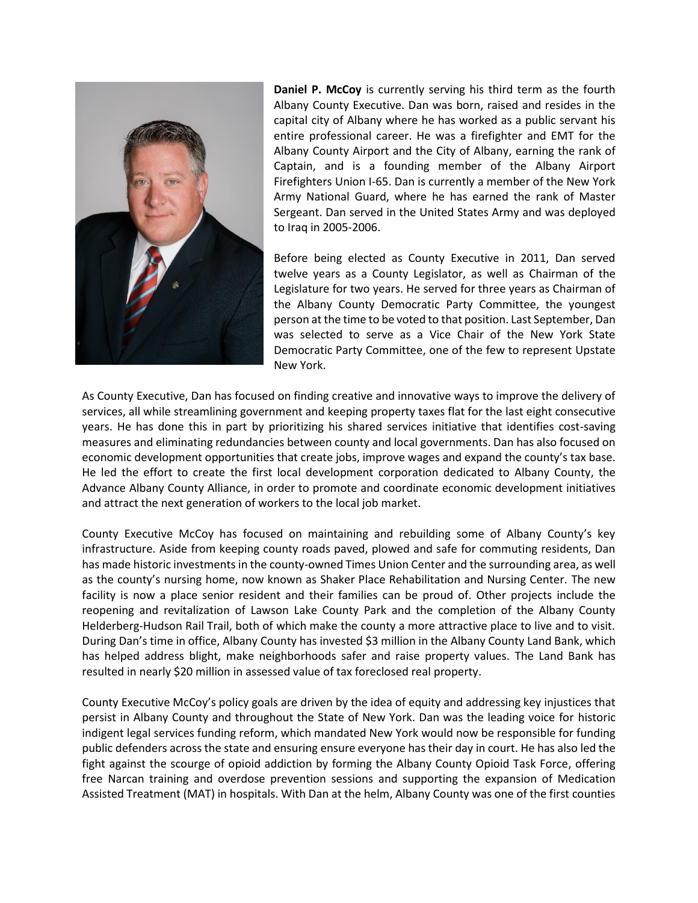**Daniel P. McCoy** is currently serving his third term as the fourth Albany County Executive. Dan was born, raised and resides in the capital city of Albany where he has worked as a public servant his entire professional career. He was a firefighter and EMT for the Albany County Airport and the City of Albany, earning the rank of Captain, and is a founding member of the Albany Airport Firefighters Union I-65. Dan is currently a member of the New York Army National Guard, where he has earned the rank of Master Sergeant. Dan served in the United States Army and was deployed to Iraq in 2005-2006.

Before being elected as County Executive in 2011, Dan served twelve years as a County Legislator, as well as Chairman of the Legislature for two years. He served for three years as Chairman of the Albany County Democratic Party Committee, the youngest person at the time to be voted to that position. Last September, Dan was selected to serve as a Vice Chair of the New York State Democratic Party Committee, one of the few to represent Upstate New York.

As County Executive, Dan has focused on finding creative and innovative ways to improve the delivery of services, all while streamlining government and keeping property taxes flat for the last eight consecutive years. He has done this in part by prioritizing his shared services initiative that identifies cost-saving measures and eliminating redundancies between county and local governments. Dan has also focused on economic development opportunities that create jobs, improve wages and expand the county's tax base. He led the effort to create the first local development corporation dedicated to Albany County, the Advance Albany County Alliance, in order to promote and coordinate economic development initiatives and attract the next generation of workers to the local job market.

County Executive McCoy has focused on maintaining and rebuilding some of Albany County's key infrastructure. Aside from keeping county roads paved, plowed and safe for commuting residents, Dan has made historic investments in the county-owned Times Union Center and the surrounding area, as well as the county's nursing home, now known as Shaker Place Rehabilitation and Nursing Center. The new facility is now a place senior resident and their families can be proud of. Other projects include the reopening and revitalization of Lawson Lake County Park and the completion of the Albany County Helderberg-Hudson Rail Trail, both of which make the county a more attractive place to live and to visit. During Dan's time in office, Albany County has invested $3 million in the Albany County Land Bank, which has helped address blight, make neighborhoods safer and raise property values. The Land Bank has resulted in nearly $20 million in assessed value of tax foreclosed real property.

County Executive McCoy's policy goals are driven by the idea of equity and addressing key injustices that persist in Albany County and throughout the State of New York. Dan was the leading voice for historic indigent legal services funding reform, which mandated New York would now be responsible for funding public defenders across the state and ensuring ensure everyone has their day in court. He has also led the fight against the scourge of opioid addiction by forming the Albany County Opioid Task Force, offering free Narcan training and overdose prevention sessions and supporting the expansion of Medication Assisted Treatment (MAT) in hospitals. With Dan at the helm, Albany County was one of the first counties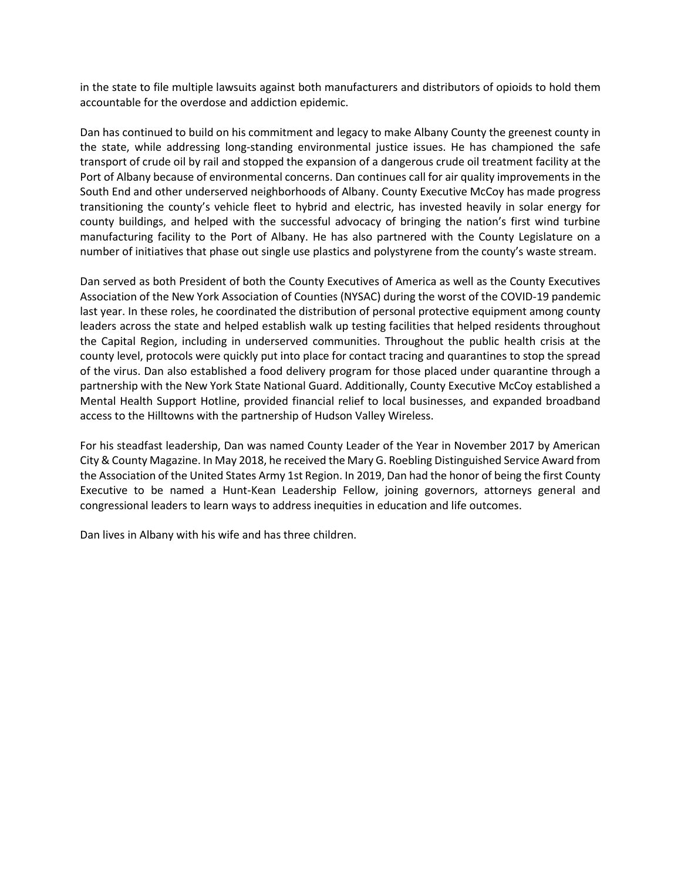in the state to file multiple lawsuits against both manufacturers and distributors of opioids to hold them accountable for the overdose and addiction epidemic.

Dan has continued to build on his commitment and legacy to make Albany County the greenest county in the state, while addressing long-standing environmental justice issues. He has championed the safe transport of crude oil by rail and stopped the expansion of a dangerous crude oil treatment facility at the Port of Albany because of environmental concerns. Dan continues call for air quality improvements in the South End and other underserved neighborhoods of Albany. County Executive McCoy has made progress transitioning the county's vehicle fleet to hybrid and electric, has invested heavily in solar energy for county buildings, and helped with the successful advocacy of bringing the nation's first wind turbine manufacturing facility to the Port of Albany. He has also partnered with the County Legislature on a number of initiatives that phase out single use plastics and polystyrene from the county's waste stream.

Dan served as both President of both the County Executives of America as well as the County Executives Association of the New York Association of Counties (NYSAC) during the worst of the COVID-19 pandemic last year. In these roles, he coordinated the distribution of personal protective equipment among county leaders across the state and helped establish walk up testing facilities that helped residents throughout the Capital Region, including in underserved communities. Throughout the public health crisis at the county level, protocols were quickly put into place for contact tracing and quarantines to stop the spread of the virus. Dan also established a food delivery program for those placed under quarantine through a partnership with the New York State National Guard. Additionally, County Executive McCoy established a Mental Health Support Hotline, provided financial relief to local businesses, and expanded broadband access to the Hilltowns with the partnership of Hudson Valley Wireless.

For his steadfast leadership, Dan was named County Leader of the Year in November 2017 by American City & County Magazine. In May 2018, he received the Mary G. Roebling Distinguished Service Award from the Association of the United States Army 1st Region. In 2019, Dan had the honor of being the first County Executive to be named a Hunt-Kean Leadership Fellow, joining governors, attorneys general and congressional leaders to learn ways to address inequities in education and life outcomes.

Dan lives in Albany with his wife and has three children.